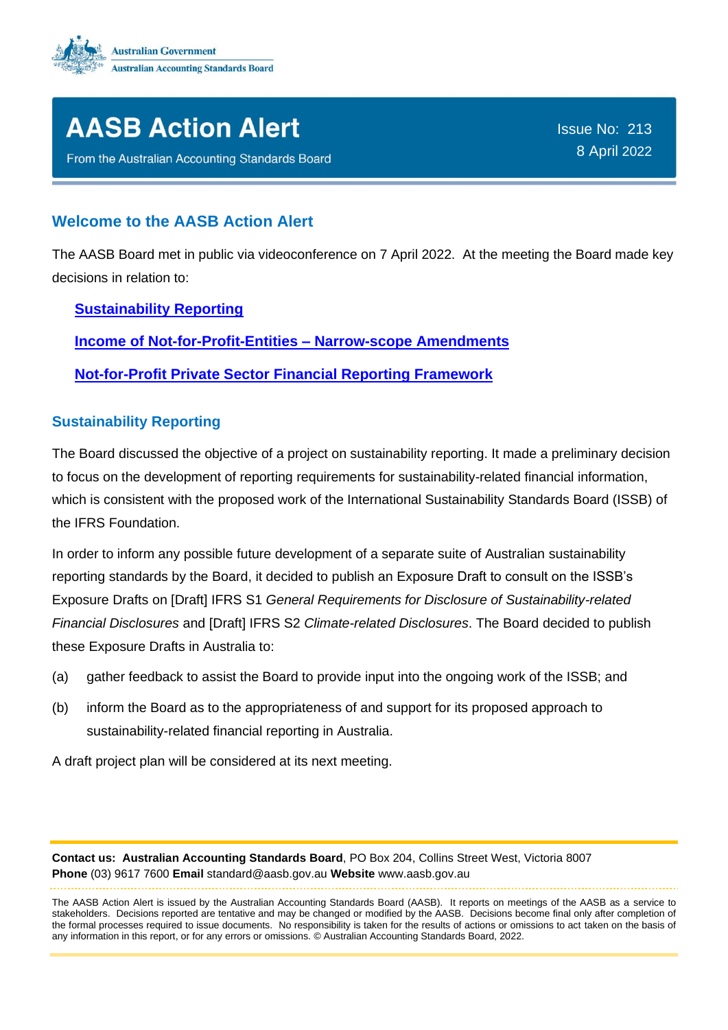Australian Government
Australian Accounting Standards Board

# AASB Action Alert

From the Australian Accounting Standards Board

Issue No: 213
8 April 2022

## Welcome to the AASB Action Alert

The AASB Board met in public via videoconference on 7 April 2022. At the meeting the Board made key decisions in relation to:

- **Sustainability Reporting**
- **Income of Not-for-Profit-Entities – Narrow-scope Amendments**
- **Not-for-Profit Private Sector Financial Reporting Framework**

## Sustainability Reporting

The Board discussed the objective of a project on sustainability reporting. It made a preliminary decision to focus on the development of reporting requirements for sustainability-related financial information, which is consistent with the proposed work of the International Sustainability Standards Board (ISSB) of the IFRS Foundation.

In order to inform any possible future development of a separate suite of Australian sustainability reporting standards by the Board, it decided to publish an Exposure Draft to consult on the ISSB's Exposure Drafts on [Draft] IFRS S1 *General Requirements for Disclosure of Sustainability-related Financial Disclosures* and [Draft] IFRS S2 *Climate-related Disclosures*. The Board decided to publish these Exposure Drafts in Australia to:

(a) gather feedback to assist the Board to provide input into the ongoing work of the ISSB; and

(b) inform the Board as to the appropriateness of and support for its proposed approach to sustainability-related financial reporting in Australia.

A draft project plan will be considered at its next meeting.

**Contact us: Australian Accounting Standards Board**, PO Box 204, Collins Street West, Victoria 8007
**Phone** (03) 9617 7600 **Email** standard@aasb.gov.au **Website** www.aasb.gov.au

The AASB Action Alert is issued by the Australian Accounting Standards Board (AASB). It reports on meetings of the AASB as a service to stakeholders. Decisions reported are tentative and may be changed or modified by the AASB. Decisions become final only after completion of the formal processes required to issue documents. No responsibility is taken for the results of actions or omissions to act taken on the basis of any information in this report, or for any errors or omissions. © Australian Accounting Standards Board, 2022.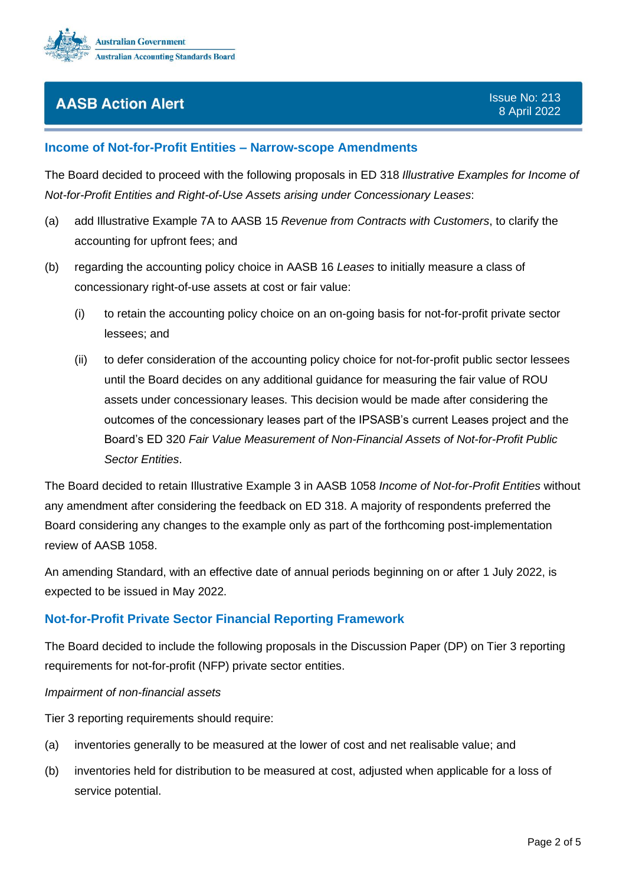## Income of Not-for-Profit Entities – Narrow-scope Amendments

The Board decided to proceed with the following proposals in ED 318 *Illustrative Examples for Income of Not-for-Profit Entities and Right-of-Use Assets arising under Concessionary Leases*:

(a) add Illustrative Example 7A to AASB 15 *Revenue from Contracts with Customers*, to clarify the accounting for upfront fees; and

(b) regarding the accounting policy choice in AASB 16 *Leases* to initially measure a class of concessionary right-of-use assets at cost or fair value:

   (i) to retain the accounting policy choice on an on-going basis for not-for-profit private sector lessees; and

   (ii) to defer consideration of the accounting policy choice for not-for-profit public sector lessees until the Board decides on any additional guidance for measuring the fair value of ROU assets under concessionary leases. This decision would be made after considering the outcomes of the concessionary leases part of the IPSASB's current Leases project and the Board's ED 320 *Fair Value Measurement of Non-Financial Assets of Not-for-Profit Public Sector Entities*.

The Board decided to retain Illustrative Example 3 in AASB 1058 *Income of Not-for-Profit Entities* without any amendment after considering the feedback on ED 318. A majority of respondents preferred the Board considering any changes to the example only as part of the forthcoming post-implementation review of AASB 1058.

An amending Standard, with an effective date of annual periods beginning on or after 1 July 2022, is expected to be issued in May 2022.

## Not-for-Profit Private Sector Financial Reporting Framework

The Board decided to include the following proposals in the Discussion Paper (DP) on Tier 3 reporting requirements for not-for-profit (NFP) private sector entities.

*Impairment of non-financial assets*

Tier 3 reporting requirements should require:

(a) inventories generally to be measured at the lower of cost and net realisable value; and

(b) inventories held for distribution to be measured at cost, adjusted when applicable for a loss of service potential.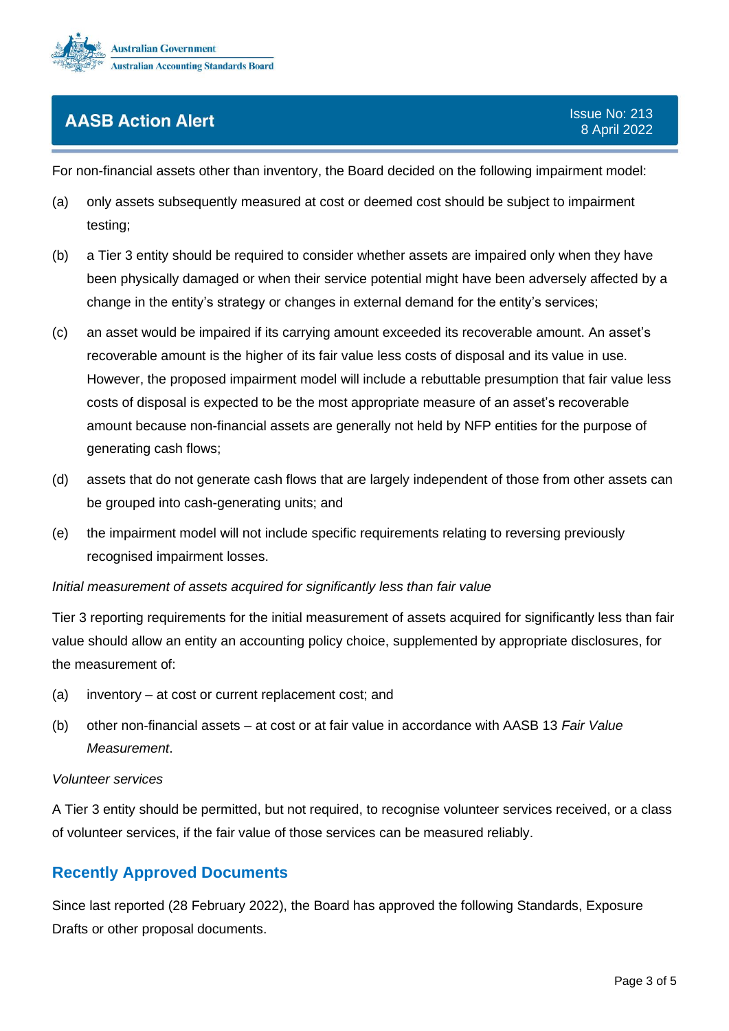For non-financial assets other than inventory, the Board decided on the following impairment model:

(a) only assets subsequently measured at cost or deemed cost should be subject to impairment testing;

(b) a Tier 3 entity should be required to consider whether assets are impaired only when they have been physically damaged or when their service potential might have been adversely affected by a change in the entity's strategy or changes in external demand for the entity's services;

(c) an asset would be impaired if its carrying amount exceeded its recoverable amount. An asset's recoverable amount is the higher of its fair value less costs of disposal and its value in use. However, the proposed impairment model will include a rebuttable presumption that fair value less costs of disposal is expected to be the most appropriate measure of an asset's recoverable amount because non-financial assets are generally not held by NFP entities for the purpose of generating cash flows;

(d) assets that do not generate cash flows that are largely independent of those from other assets can be grouped into cash-generating units; and

(e) the impairment model will not include specific requirements relating to reversing previously recognised impairment losses.

*Initial measurement of assets acquired for significantly less than fair value*

Tier 3 reporting requirements for the initial measurement of assets acquired for significantly less than fair value should allow an entity an accounting policy choice, supplemented by appropriate disclosures, for the measurement of:

(a) inventory – at cost or current replacement cost; and

(b) other non-financial assets – at cost or at fair value in accordance with AASB 13 *Fair Value Measurement*.

*Volunteer services*

A Tier 3 entity should be permitted, but not required, to recognise volunteer services received, or a class of volunteer services, if the fair value of those services can be measured reliably.

## Recently Approved Documents

Since last reported (28 February 2022), the Board has approved the following Standards, Exposure Drafts or other proposal documents.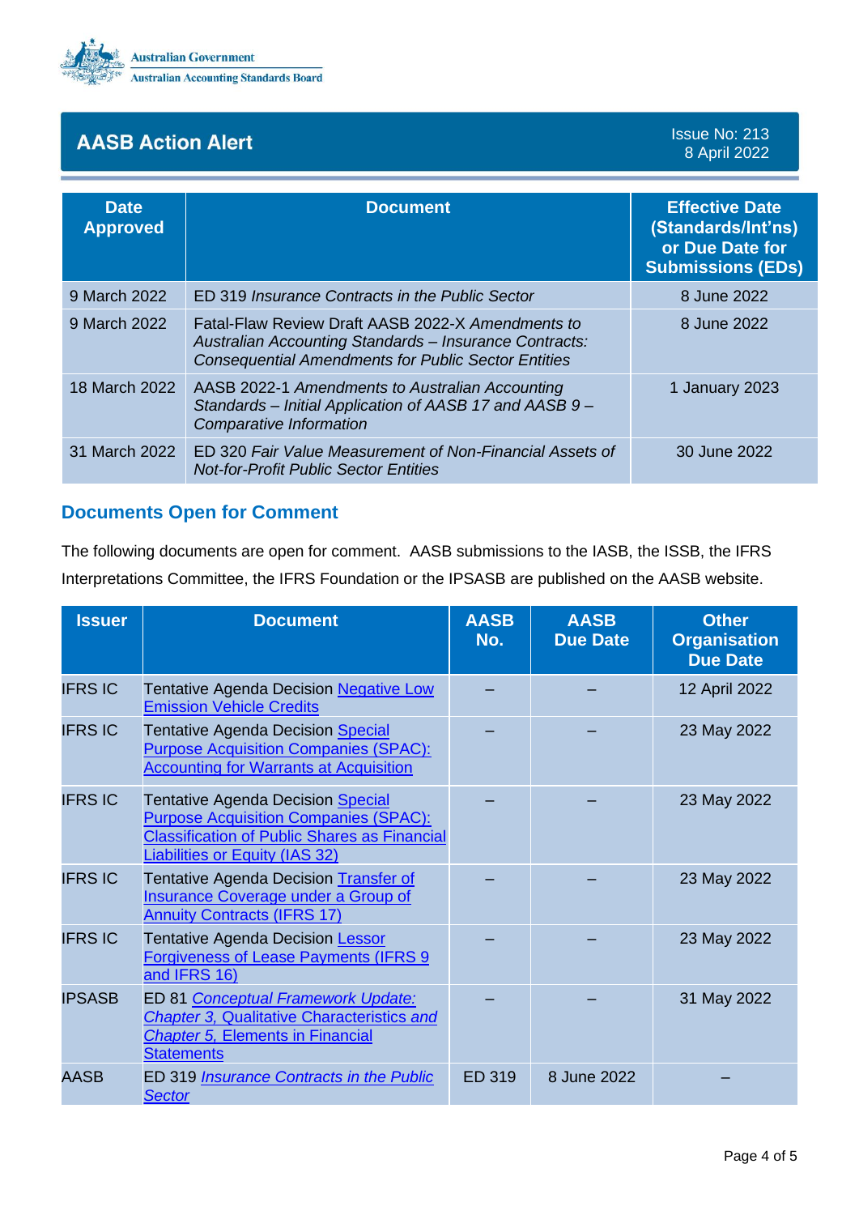## AASB Action Alert

Issue No: 213
8 April 2022

| Date Approved | Document | Effective Date (Standards/Int'ns) or Due Date for Submissions (EDs) |
|---|---|---|
| 9 March 2022 | ED 319 *Insurance Contracts in the Public Sector* | 8 June 2022 |
| 9 March 2022 | Fatal-Flaw Review Draft AASB 2022-X *Amendments to Australian Accounting Standards – Insurance Contracts: Consequential Amendments for Public Sector Entities* | 8 June 2022 |
| 18 March 2022 | AASB 2022-1 *Amendments to Australian Accounting Standards – Initial Application of AASB 17 and AASB 9 – Comparative Information* | 1 January 2023 |
| 31 March 2022 | ED 320 *Fair Value Measurement of Non-Financial Assets of Not-for-Profit Public Sector Entities* | 30 June 2022 |

### Documents Open for Comment

The following documents are open for comment. AASB submissions to the IASB, the ISSB, the IFRS Interpretations Committee, the IFRS Foundation or the IPSASB are published on the AASB website.

| Issuer | Document | AASB No. | AASB Due Date | Other Organisation Due Date |
|---|---|---|---|---|
| IFRS IC | Tentative Agenda Decision Negative Low Emission Vehicle Credits | – | – | 12 April 2022 |
| IFRS IC | Tentative Agenda Decision Special Purpose Acquisition Companies (SPAC): Accounting for Warrants at Acquisition | – | – | 23 May 2022 |
| IFRS IC | Tentative Agenda Decision Special Purpose Acquisition Companies (SPAC): Classification of Public Shares as Financial Liabilities or Equity (IAS 32) | – | – | 23 May 2022 |
| IFRS IC | Tentative Agenda Decision Transfer of Insurance Coverage under a Group of Annuity Contracts (IFRS 17) | – | – | 23 May 2022 |
| IFRS IC | Tentative Agenda Decision Lessor Forgiveness of Lease Payments (IFRS 9 and IFRS 16) | – | – | 23 May 2022 |
| IPSASB | ED 81 *Conceptual Framework Update: Chapter 3,* Qualitative Characteristics *and Chapter 5,* Elements in Financial Statements | – | – | 31 May 2022 |
| AASB | ED 319 *Insurance Contracts in the Public Sector* | ED 319 | 8 June 2022 | – |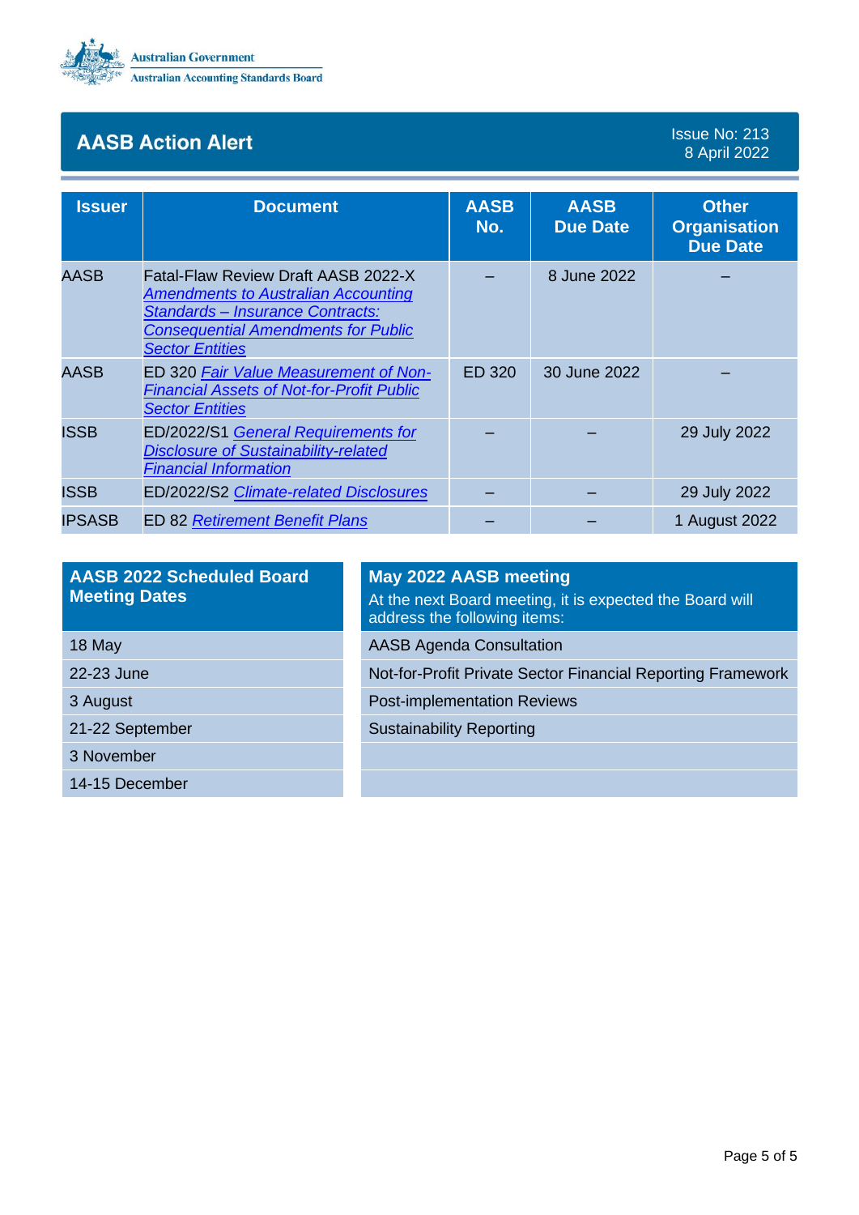Australian Government
Australian Accounting Standards Board

## AASB Action Alert

Issue No: 213
8 April 2022

| Issuer | Document | AASB No. | AASB Due Date | Other Organisation Due Date |
|---|---|---|---|---|
| AASB | Fatal-Flaw Review Draft AASB 2022-X *Amendments to Australian Accounting Standards – Insurance Contracts: Consequential Amendment for Public Sector Entities* | – | 8 June 2022 | – |
| AASB | ED 320 *Fair Value Measurement of Non-Financial Assets of Not-for-Profit Public Sector Entities* | ED 320 | 30 June 2022 | – |
| ISSB | ED/2022/S1 *General Requirements for Disclosure of Sustainability-related Financial Information* | – | – | 29 July 2022 |
| ISSB | ED/2022/S2 *Climate-related Disclosures* | – | – | 29 July 2022 |
| IPSASB | ED 82 *Retirement Benefit Plans* | – | – | 1 August 2022 |

| AASB 2022 Scheduled Board Meeting Dates |
|---|
| 18 May |
| 22-23 June |
| 3 August |
| 21-22 September |
| 3 November |
| 14-15 December |

| **May 2022 AASB meeting** At the next Board meeting, it is expected the Board will address the following items: |
|---|
| AASB Agenda Consultation |
| Not-for-Profit Private Sector Financial Reporting Framework |
| Post-implementation Reviews |
| Sustainability Reporting |